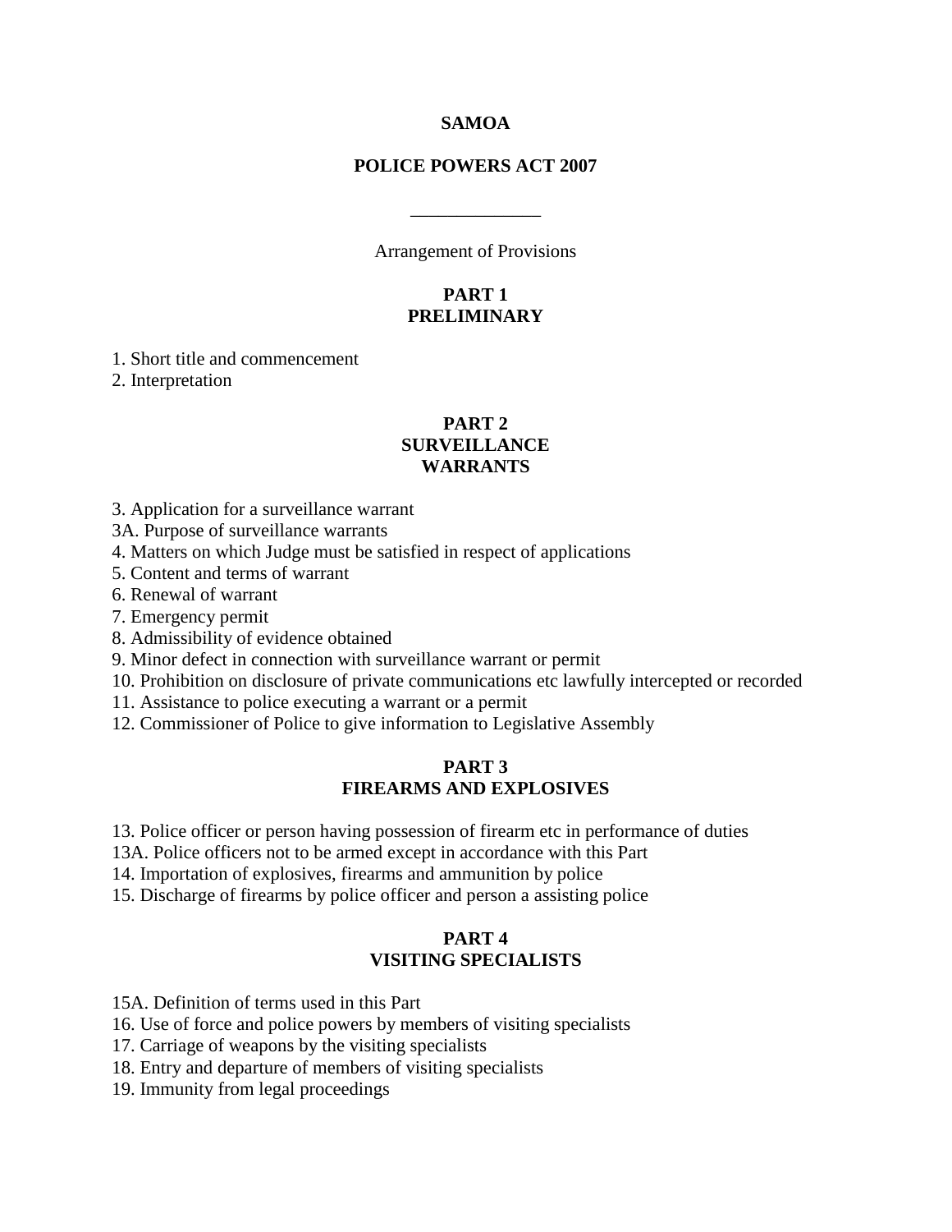# SAMOA

## POLICE POWERS ACT 2007

_____________

Arrangement of Provisions

### PART 1
### PRELIMINARY

1. Short title and commencement
2. Interpretation

### PART 2
### SURVEILLANCE WARRANTS

3. Application for a surveillance warrant
3A. Purpose of surveillance warrants
4. Matters on which Judge must be satisfied in respect of applications
5. Content and terms of warrant
6. Renewal of warrant
7. Emergency permit
8. Admissibility of evidence obtained
9. Minor defect in connection with surveillance warrant or permit
10. Prohibition on disclosure of private communications etc lawfully intercepted or recorded
11. Assistance to police executing a warrant or a permit
12. Commissioner of Police to give information to Legislative Assembly

### PART 3
### FIREARMS AND EXPLOSIVES

13. Police officer or person having possession of firearm etc in performance of duties
13A. Police officers not to be armed except in accordance with this Part
14. Importation of explosives, firearms and ammunition by police
15. Discharge of firearms by police officer and person a assisting police

### PART 4
### VISITING SPECIALISTS

15A. Definition of terms used in this Part
16. Use of force and police powers by members of visiting specialists
17. Carriage of weapons by the visiting specialists
18. Entry and departure of members of visiting specialists
19. Immunity from legal proceedings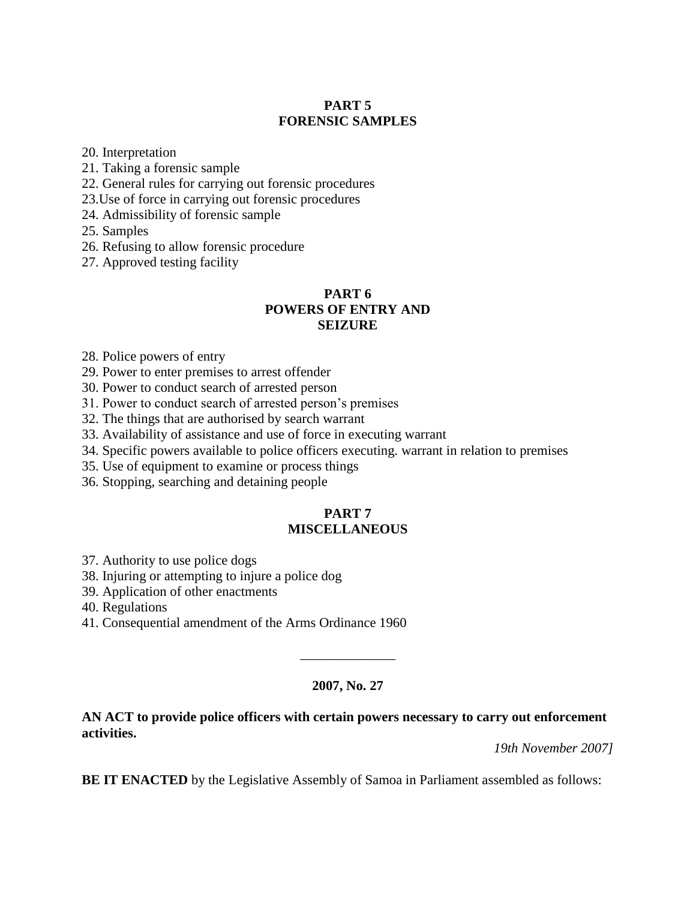## PART 5
## FORENSIC SAMPLES

20. Interpretation
21. Taking a forensic sample
22. General rules for carrying out forensic procedures
23.Use of force in carrying out forensic procedures
24. Admissibility of forensic sample
25. Samples
26. Refusing to allow forensic procedure
27. Approved testing facility

## PART 6
## POWERS OF ENTRY AND SEIZURE

28. Police powers of entry
29. Power to enter premises to arrest offender
30. Power to conduct search of arrested person
31. Power to conduct search of arrested person's premises
32. The things that are authorised by search warrant
33. Availability of assistance and use of force in executing warrant
34. Specific powers available to police officers executing. warrant in relation to premises
35. Use of equipment to examine or process things
36. Stopping, searching and detaining people

## PART 7
## MISCELLANEOUS

37. Authority to use police dogs
38. Injuring or attempting to injure a police dog
39. Application of other enactments
40. Regulations
41. Consequential amendment of the Arms Ordinance 1960

______________

**2007, No. 27**

**AN ACT to provide police officers with certain powers necessary to carry out enforcement activities.**

*19th November 2007]*

**BE IT ENACTED** by the Legislative Assembly of Samoa in Parliament assembled as follows: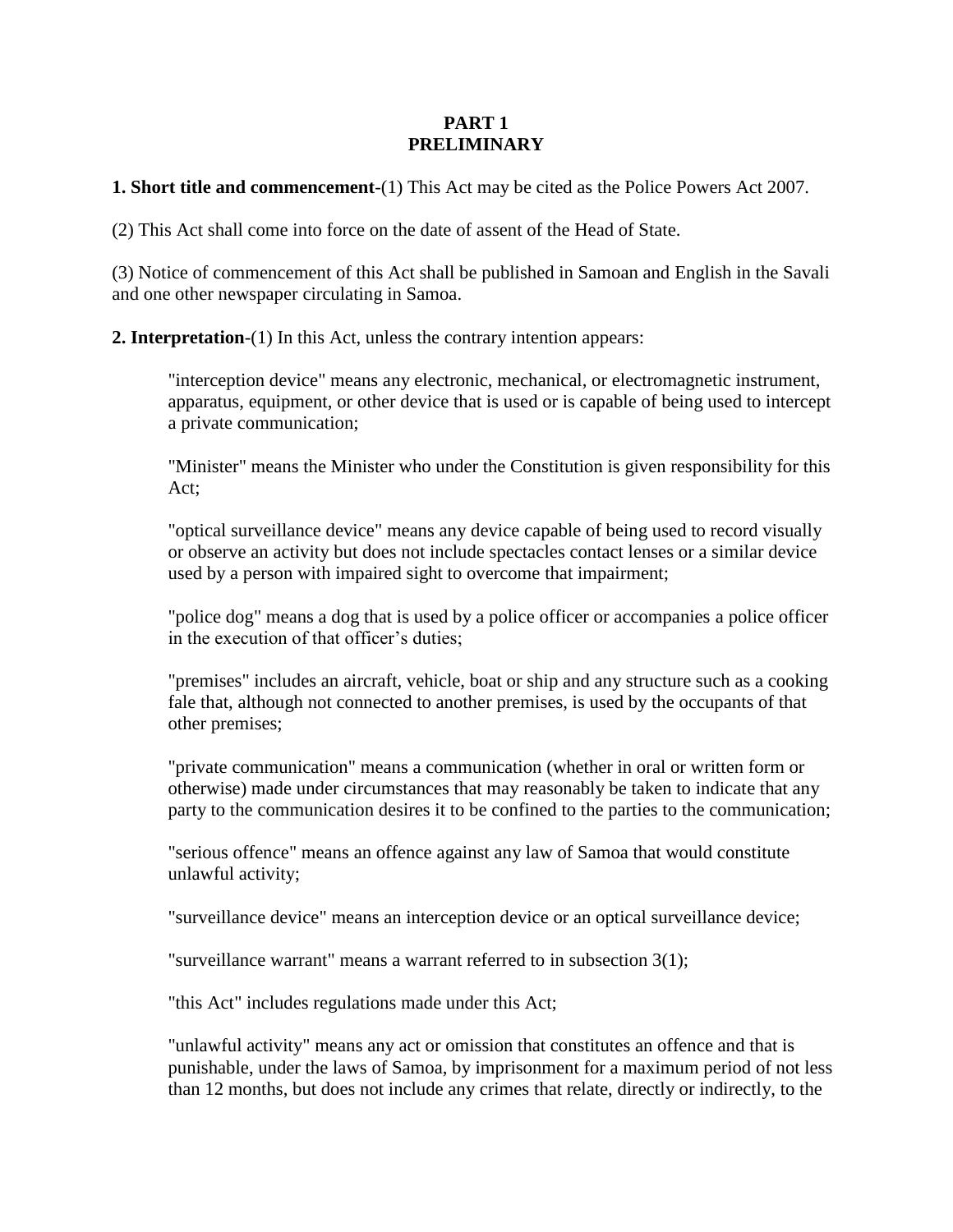# PART 1
# PRELIMINARY

**1. Short title and commencement**-(1) This Act may be cited as the Police Powers Act 2007.

(2) This Act shall come into force on the date of assent of the Head of State.

(3) Notice of commencement of this Act shall be published in Samoan and English in the Savali and one other newspaper circulating in Samoa.

**2. Interpretation**-(1) In this Act, unless the contrary intention appears:

> "interception device" means any electronic, mechanical, or electromagnetic instrument, apparatus, equipment, or other device that is used or is capable of being used to intercept a private communication;
>
> "Minister" means the Minister who under the Constitution is given responsibility for this Act;
>
> "optical surveillance device" means any device capable of being used to record visually or observe an activity but does not include spectacles contact lenses or a similar device used by a person with impaired sight to overcome that impairment;
>
> "police dog" means a dog that is used by a police officer or accompanies a police officer in the execution of that officer's duties;
>
> "premises" includes an aircraft, vehicle, boat or ship and any structure such as a cooking fale that, although not connected to another premises, is used by the occupants of that other premises;
>
> "private communication" means a communication (whether in oral or written form or otherwise) made under circumstances that may reasonably be taken to indicate that any party to the communication desires it to be confined to the parties to the communication;
>
> "serious offence" means an offence against any law of Samoa that would constitute unlawful activity;
>
> "surveillance device" means an interception device or an optical surveillance device;
>
> "surveillance warrant" means a warrant referred to in subsection 3(1);
>
> "this Act" includes regulations made under this Act;
>
> "unlawful activity" means any act or omission that constitutes an offence and that is punishable, under the laws of Samoa, by imprisonment for a maximum period of not less than 12 months, but does not include any crimes that relate, directly or indirectly, to the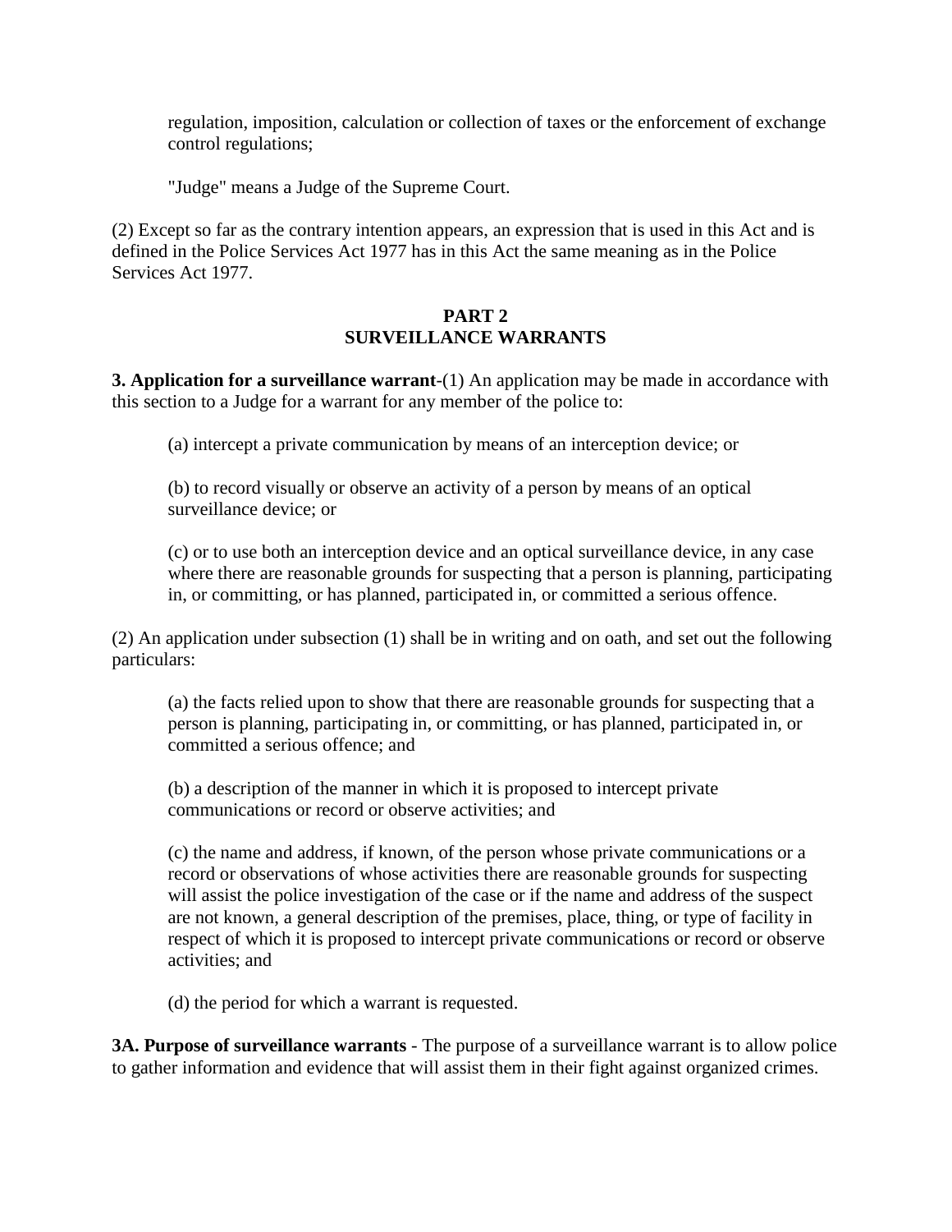regulation, imposition, calculation or collection of taxes or the enforcement of exchange control regulations;

"Judge" means a Judge of the Supreme Court.

(2) Except so far as the contrary intention appears, an expression that is used in this Act and is defined in the Police Services Act 1977 has in this Act the same meaning as in the Police Services Act 1977.

## PART 2
## SURVEILLANCE WARRANTS

**3. Application for a surveillance warrant**-(1) An application may be made in accordance with this section to a Judge for a warrant for any member of the police to:

(a) intercept a private communication by means of an interception device; or

(b) to record visually or observe an activity of a person by means of an optical surveillance device; or

(c) or to use both an interception device and an optical surveillance device, in any case where there are reasonable grounds for suspecting that a person is planning, participating in, or committing, or has planned, participated in, or committed a serious offence.

(2) An application under subsection (1) shall be in writing and on oath, and set out the following particulars:

(a) the facts relied upon to show that there are reasonable grounds for suspecting that a person is planning, participating in, or committing, or has planned, participated in, or committed a serious offence; and

(b) a description of the manner in which it is proposed to intercept private communications or record or observe activities; and

(c) the name and address, if known, of the person whose private communications or a record or observations of whose activities there are reasonable grounds for suspecting will assist the police investigation of the case or if the name and address of the suspect are not known, a general description of the premises, place, thing, or type of facility in respect of which it is proposed to intercept private communications or record or observe activities; and

(d) the period for which a warrant is requested.

**3A. Purpose of surveillance warrants** - The purpose of a surveillance warrant is to allow police to gather information and evidence that will assist them in their fight against organized crimes.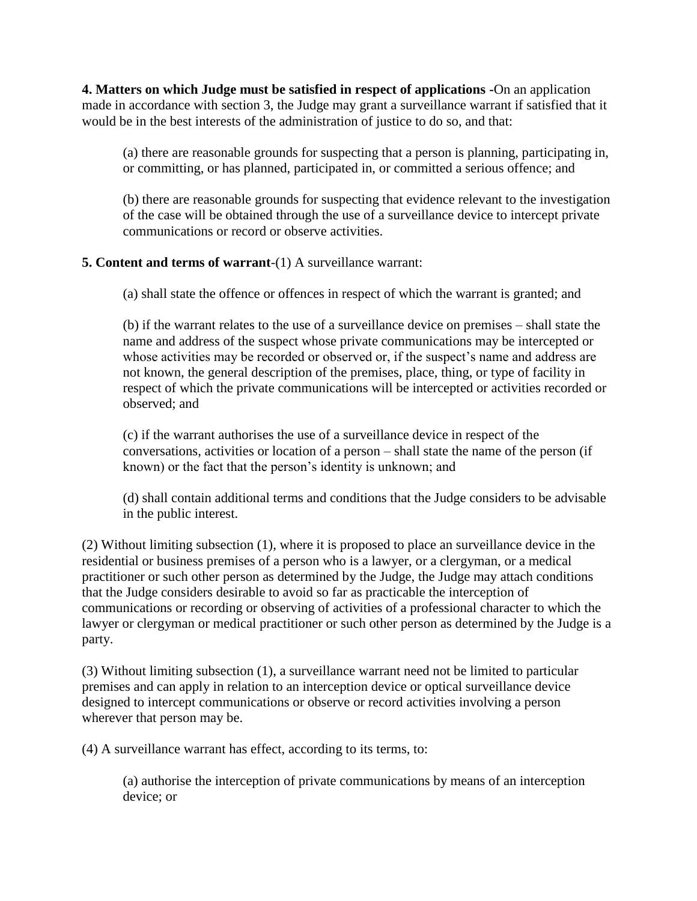**4. Matters on which Judge must be satisfied in respect of applications -**On an application made in accordance with section 3, the Judge may grant a surveillance warrant if satisfied that it would be in the best interests of the administration of justice to do so, and that:

(a) there are reasonable grounds for suspecting that a person is planning, participating in, or committing, or has planned, participated in, or committed a serious offence; and

(b) there are reasonable grounds for suspecting that evidence relevant to the investigation of the case will be obtained through the use of a surveillance device to intercept private communications or record or observe activities.

**5. Content and terms of warrant**-(1) A surveillance warrant:

(a) shall state the offence or offences in respect of which the warrant is granted; and

(b) if the warrant relates to the use of a surveillance device on premises – shall state the name and address of the suspect whose private communications may be intercepted or whose activities may be recorded or observed or, if the suspect's name and address are not known, the general description of the premises, place, thing, or type of facility in respect of which the private communications will be intercepted or activities recorded or observed; and

(c) if the warrant authorises the use of a surveillance device in respect of the conversations, activities or location of a person – shall state the name of the person (if known) or the fact that the person's identity is unknown; and

(d) shall contain additional terms and conditions that the Judge considers to be advisable in the public interest.

(2) Without limiting subsection (1), where it is proposed to place an surveillance device in the residential or business premises of a person who is a lawyer, or a clergyman, or a medical practitioner or such other person as determined by the Judge, the Judge may attach conditions that the Judge considers desirable to avoid so far as practicable the interception of communications or recording or observing of activities of a professional character to which the lawyer or clergyman or medical practitioner or such other person as determined by the Judge is a party.

(3) Without limiting subsection (1), a surveillance warrant need not be limited to particular premises and can apply in relation to an interception device or optical surveillance device designed to intercept communications or observe or record activities involving a person wherever that person may be.

(4) A surveillance warrant has effect, according to its terms, to:

(a) authorise the interception of private communications by means of an interception device; or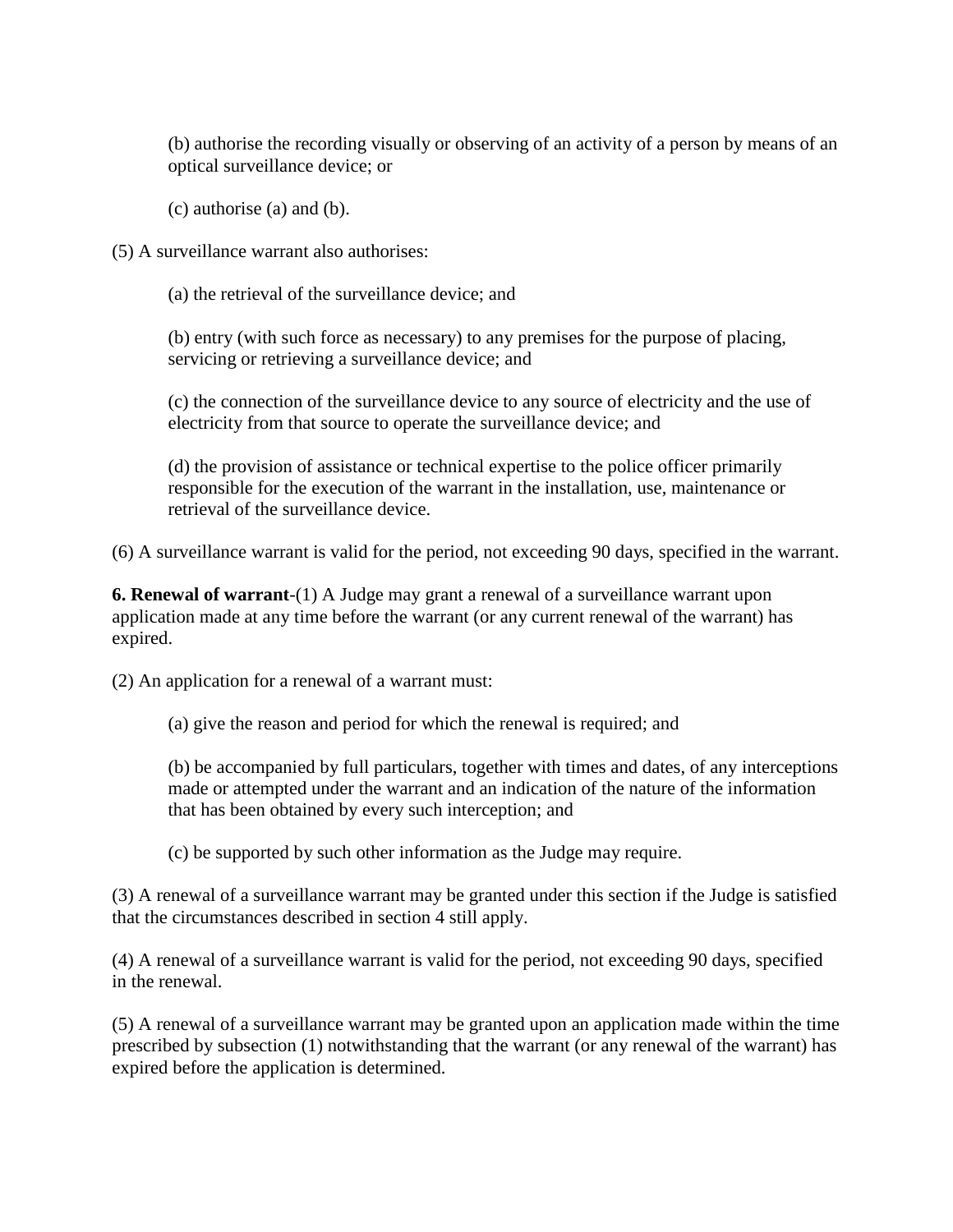(b) authorise the recording visually or observing of an activity of a person by means of an optical surveillance device; or

(c) authorise (a) and (b).

(5) A surveillance warrant also authorises:

(a) the retrieval of the surveillance device; and

(b) entry (with such force as necessary) to any premises for the purpose of placing, servicing or retrieving a surveillance device; and

(c) the connection of the surveillance device to any source of electricity and the use of electricity from that source to operate the surveillance device; and

(d) the provision of assistance or technical expertise to the police officer primarily responsible for the execution of the warrant in the installation, use, maintenance or retrieval of the surveillance device.

(6) A surveillance warrant is valid for the period, not exceeding 90 days, specified in the warrant.

**6. Renewal of warrant**-(1) A Judge may grant a renewal of a surveillance warrant upon application made at any time before the warrant (or any current renewal of the warrant) has expired.

(2) An application for a renewal of a warrant must:

(a) give the reason and period for which the renewal is required; and

(b) be accompanied by full particulars, together with times and dates, of any interceptions made or attempted under the warrant and an indication of the nature of the information that has been obtained by every such interception; and

(c) be supported by such other information as the Judge may require.

(3) A renewal of a surveillance warrant may be granted under this section if the Judge is satisfied that the circumstances described in section 4 still apply.

(4) A renewal of a surveillance warrant is valid for the period, not exceeding 90 days, specified in the renewal.

(5) A renewal of a surveillance warrant may be granted upon an application made within the time prescribed by subsection (1) notwithstanding that the warrant (or any renewal of the warrant) has expired before the application is determined.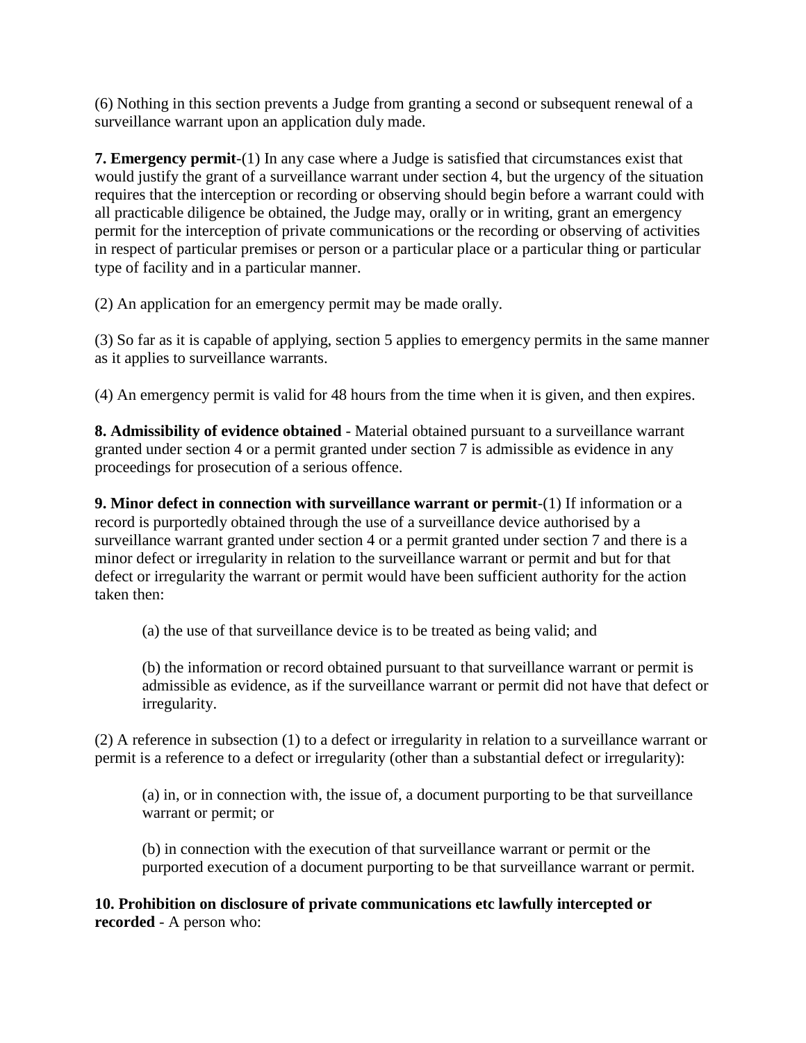(6) Nothing in this section prevents a Judge from granting a second or subsequent renewal of a surveillance warrant upon an application duly made.

**7. Emergency permit**-(1) In any case where a Judge is satisfied that circumstances exist that would justify the grant of a surveillance warrant under section 4, but the urgency of the situation requires that the interception or recording or observing should begin before a warrant could with all practicable diligence be obtained, the Judge may, orally or in writing, grant an emergency permit for the interception of private communications or the recording or observing of activities in respect of particular premises or person or a particular place or a particular thing or particular type of facility and in a particular manner.

(2) An application for an emergency permit may be made orally.

(3) So far as it is capable of applying, section 5 applies to emergency permits in the same manner as it applies to surveillance warrants.

(4) An emergency permit is valid for 48 hours from the time when it is given, and then expires.

**8. Admissibility of evidence obtained** - Material obtained pursuant to a surveillance warrant granted under section 4 or a permit granted under section 7 is admissible as evidence in any proceedings for prosecution of a serious offence.

**9. Minor defect in connection with surveillance warrant or permit**-(1) If information or a record is purportedly obtained through the use of a surveillance device authorised by a surveillance warrant granted under section 4 or a permit granted under section 7 and there is a minor defect or irregularity in relation to the surveillance warrant or permit and but for that defect or irregularity the warrant or permit would have been sufficient authority for the action taken then:

(a) the use of that surveillance device is to be treated as being valid; and

(b) the information or record obtained pursuant to that surveillance warrant or permit is admissible as evidence, as if the surveillance warrant or permit did not have that defect or irregularity.

(2) A reference in subsection (1) to a defect or irregularity in relation to a surveillance warrant or permit is a reference to a defect or irregularity (other than a substantial defect or irregularity):

(a) in, or in connection with, the issue of, a document purporting to be that surveillance warrant or permit; or

(b) in connection with the execution of that surveillance warrant or permit or the purported execution of a document purporting to be that surveillance warrant or permit.

**10. Prohibition on disclosure of private communications etc lawfully intercepted or recorded** - A person who: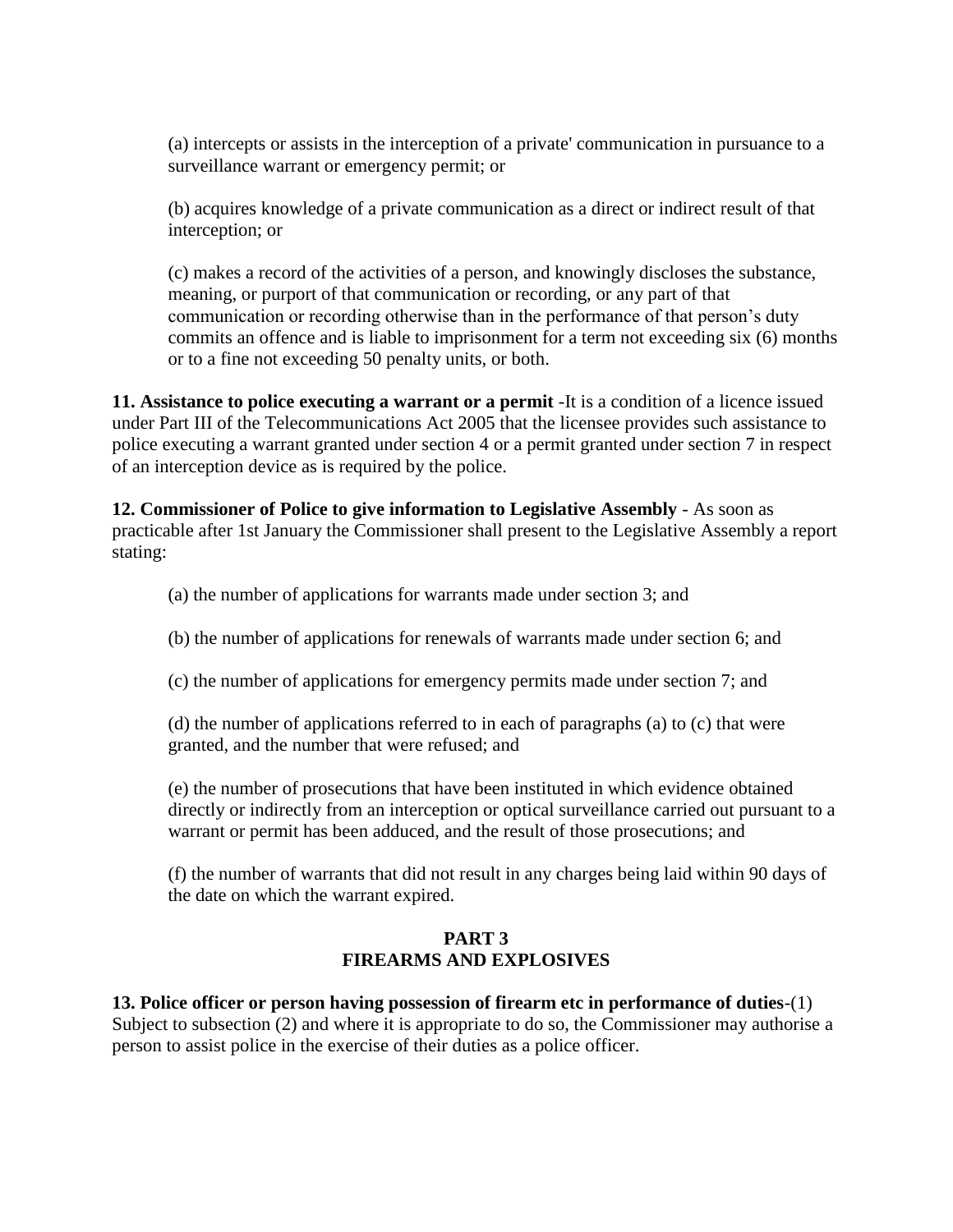(a) intercepts or assists in the interception of a private' communication in pursuance to a surveillance warrant or emergency permit; or

(b) acquires knowledge of a private communication as a direct or indirect result of that interception; or

(c) makes a record of the activities of a person, and knowingly discloses the substance, meaning, or purport of that communication or recording, or any part of that communication or recording otherwise than in the performance of that person's duty commits an offence and is liable to imprisonment for a term not exceeding six (6) months or to a fine not exceeding 50 penalty units, or both.

**11. Assistance to police executing a warrant or a permit** -It is a condition of a licence issued under Part III of the Telecommunications Act 2005 that the licensee provides such assistance to police executing a warrant granted under section 4 or a permit granted under section 7 in respect of an interception device as is required by the police.

**12. Commissioner of Police to give information to Legislative Assembly** - As soon as practicable after 1st January the Commissioner shall present to the Legislative Assembly a report stating:

(a) the number of applications for warrants made under section 3; and

(b) the number of applications for renewals of warrants made under section 6; and

(c) the number of applications for emergency permits made under section 7; and

(d) the number of applications referred to in each of paragraphs (a) to (c) that were granted, and the number that were refused; and

(e) the number of prosecutions that have been instituted in which evidence obtained directly or indirectly from an interception or optical surveillance carried out pursuant to a warrant or permit has been adduced, and the result of those prosecutions; and

(f) the number of warrants that did not result in any charges being laid within 90 days of the date on which the warrant expired.

## PART 3
## FIREARMS AND EXPLOSIVES

**13. Police officer or person having possession of firearm etc in performance of duties**-(1) Subject to subsection (2) and where it is appropriate to do so, the Commissioner may authorise a person to assist police in the exercise of their duties as a police officer.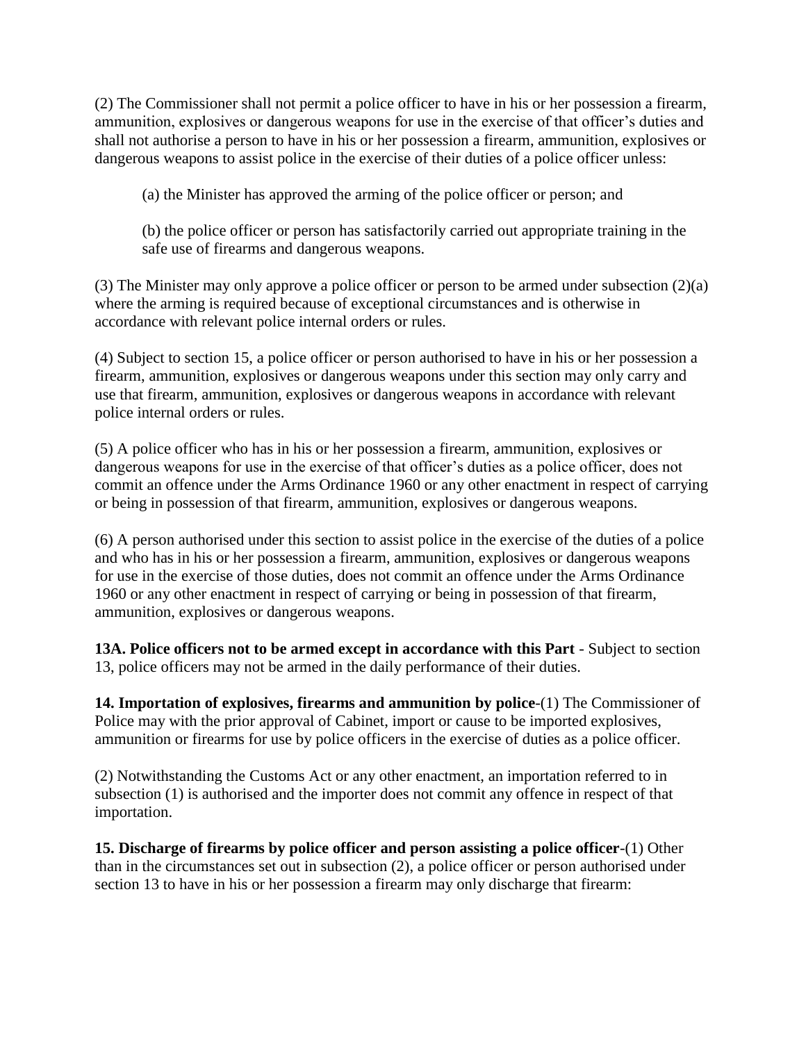(2) The Commissioner shall not permit a police officer to have in his or her possession a firearm, ammunition, explosives or dangerous weapons for use in the exercise of that officer's duties and shall not authorise a person to have in his or her possession a firearm, ammunition, explosives or dangerous weapons to assist police in the exercise of their duties of a police officer unless:

(a) the Minister has approved the arming of the police officer or person; and

(b) the police officer or person has satisfactorily carried out appropriate training in the safe use of firearms and dangerous weapons.

(3) The Minister may only approve a police officer or person to be armed under subsection (2)(a) where the arming is required because of exceptional circumstances and is otherwise in accordance with relevant police internal orders or rules.

(4) Subject to section 15, a police officer or person authorised to have in his or her possession a firearm, ammunition, explosives or dangerous weapons under this section may only carry and use that firearm, ammunition, explosives or dangerous weapons in accordance with relevant police internal orders or rules.

(5) A police officer who has in his or her possession a firearm, ammunition, explosives or dangerous weapons for use in the exercise of that officer's duties as a police officer, does not commit an offence under the Arms Ordinance 1960 or any other enactment in respect of carrying or being in possession of that firearm, ammunition, explosives or dangerous weapons.

(6) A person authorised under this section to assist police in the exercise of the duties of a police and who has in his or her possession a firearm, ammunition, explosives or dangerous weapons for use in the exercise of those duties, does not commit an offence under the Arms Ordinance 1960 or any other enactment in respect of carrying or being in possession of that firearm, ammunition, explosives or dangerous weapons.

**13A. Police officers not to be armed except in accordance with this Part** - Subject to section 13, police officers may not be armed in the daily performance of their duties.

**14. Importation of explosives, firearms and ammunition by police**-(1) The Commissioner of Police may with the prior approval of Cabinet, import or cause to be imported explosives, ammunition or firearms for use by police officers in the exercise of duties as a police officer.

(2) Notwithstanding the Customs Act or any other enactment, an importation referred to in subsection (1) is authorised and the importer does not commit any offence in respect of that importation.

**15. Discharge of firearms by police officer and person assisting a police officer**-(1) Other than in the circumstances set out in subsection (2), a police officer or person authorised under section 13 to have in his or her possession a firearm may only discharge that firearm: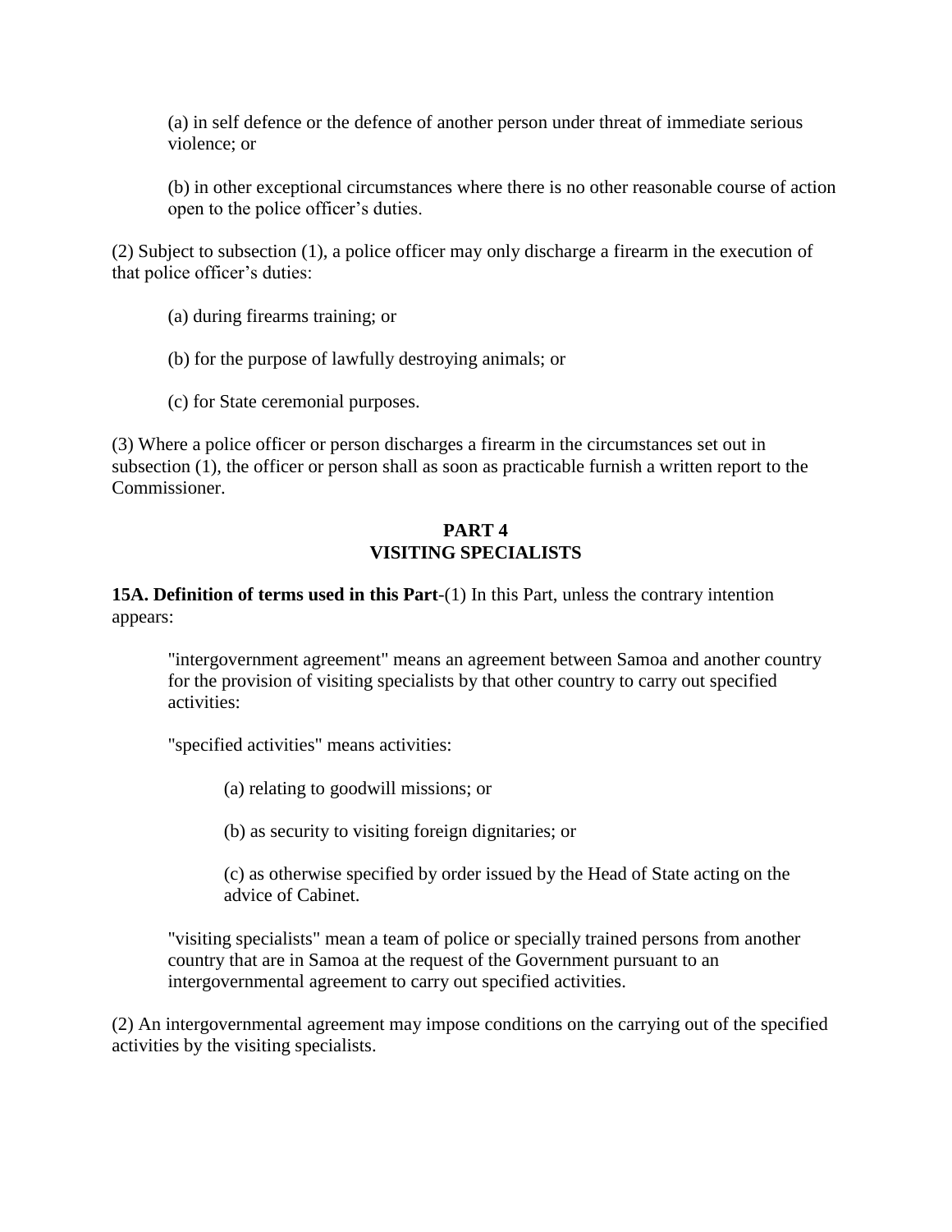(a) in self defence or the defence of another person under threat of immediate serious violence; or

(b) in other exceptional circumstances where there is no other reasonable course of action open to the police officer's duties.

(2) Subject to subsection (1), a police officer may only discharge a firearm in the execution of that police officer's duties:

(a) during firearms training; or

(b) for the purpose of lawfully destroying animals; or

(c) for State ceremonial purposes.

(3) Where a police officer or person discharges a firearm in the circumstances set out in subsection (1), the officer or person shall as soon as practicable furnish a written report to the Commissioner.

## PART 4
## VISITING SPECIALISTS

**15A. Definition of terms used in this Part**-(1) In this Part, unless the contrary intention appears:

"intergovernment agreement" means an agreement between Samoa and another country for the provision of visiting specialists by that other country to carry out specified activities:

"specified activities" means activities:

(a) relating to goodwill missions; or

(b) as security to visiting foreign dignitaries; or

(c) as otherwise specified by order issued by the Head of State acting on the advice of Cabinet.

"visiting specialists" mean a team of police or specially trained persons from another country that are in Samoa at the request of the Government pursuant to an intergovernmental agreement to carry out specified activities.

(2) An intergovernmental agreement may impose conditions on the carrying out of the specified activities by the visiting specialists.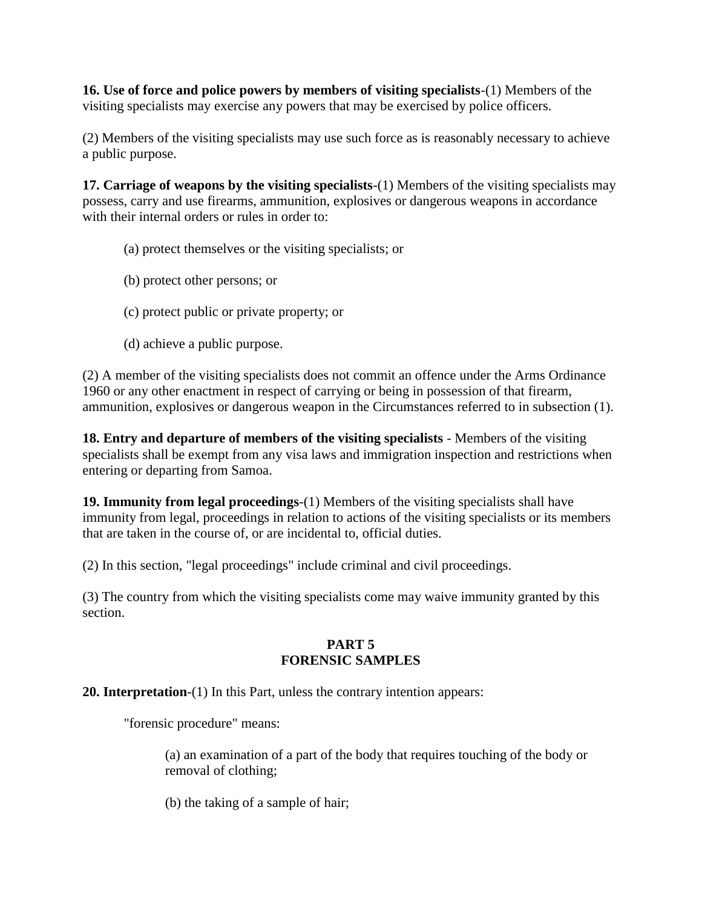**16. Use of force and police powers by members of visiting specialists**-(1) Members of the visiting specialists may exercise any powers that may be exercised by police officers.

(2) Members of the visiting specialists may use such force as is reasonably necessary to achieve a public purpose.

**17. Carriage of weapons by the visiting specialists**-(1) Members of the visiting specialists may possess, carry and use firearms, ammunition, explosives or dangerous weapons in accordance with their internal orders or rules in order to:

(a) protect themselves or the visiting specialists; or

(b) protect other persons; or

(c) protect public or private property; or

(d) achieve a public purpose.

(2) A member of the visiting specialists does not commit an offence under the Arms Ordinance 1960 or any other enactment in respect of carrying or being in possession of that firearm, ammunition, explosives or dangerous weapon in the Circumstances referred to in subsection (1).

**18. Entry and departure of members of the visiting specialists** - Members of the visiting specialists shall be exempt from any visa laws and immigration inspection and restrictions when entering or departing from Samoa.

**19. Immunity from legal proceedings**-(1) Members of the visiting specialists shall have immunity from legal, proceedings in relation to actions of the visiting specialists or its members that are taken in the course of, or are incidental to, official duties.

(2) In this section, "legal proceedings" include criminal and civil proceedings.

(3) The country from which the visiting specialists come may waive immunity granted by this section.

## PART 5
## FORENSIC SAMPLES

**20. Interpretation**-(1) In this Part, unless the contrary intention appears:

"forensic procedure" means:

(a) an examination of a part of the body that requires touching of the body or removal of clothing;

(b) the taking of a sample of hair;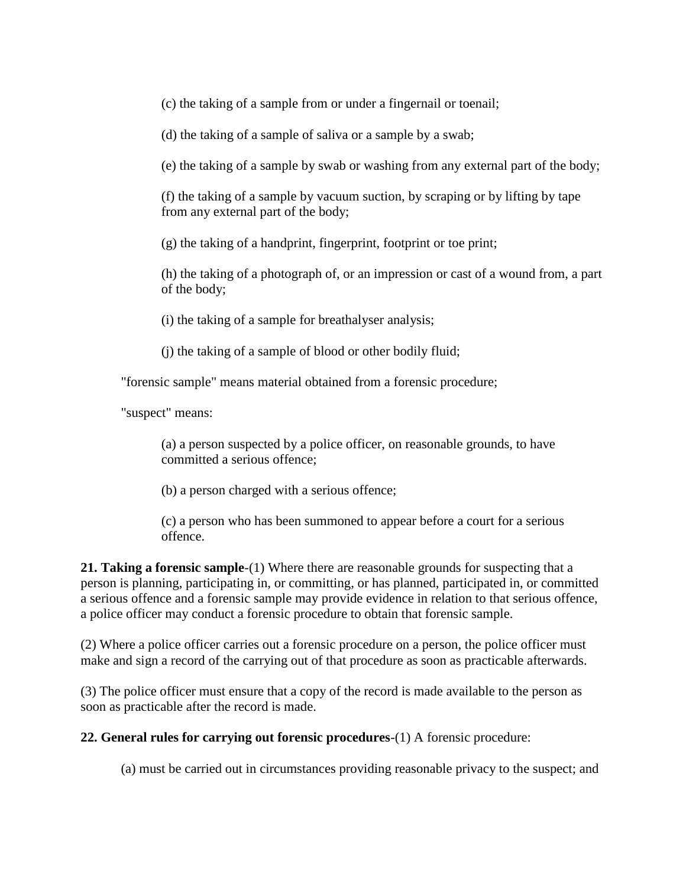(c) the taking of a sample from or under a fingernail or toenail;

(d) the taking of a sample of saliva or a sample by a swab;

(e) the taking of a sample by swab or washing from any external part of the body;

(f) the taking of a sample by vacuum suction, by scraping or by lifting by tape from any external part of the body;

(g) the taking of a handprint, fingerprint, footprint or toe print;

(h) the taking of a photograph of, or an impression or cast of a wound from, a part of the body;

(i) the taking of a sample for breathalyser analysis;

(j) the taking of a sample of blood or other bodily fluid;

"forensic sample" means material obtained from a forensic procedure;

"suspect" means:

(a) a person suspected by a police officer, on reasonable grounds, to have committed a serious offence;

(b) a person charged with a serious offence;

(c) a person who has been summoned to appear before a court for a serious offence.

**21. Taking a forensic sample**-(1) Where there are reasonable grounds for suspecting that a person is planning, participating in, or committing, or has planned, participated in, or committed a serious offence and a forensic sample may provide evidence in relation to that serious offence, a police officer may conduct a forensic procedure to obtain that forensic sample.

(2) Where a police officer carries out a forensic procedure on a person, the police officer must make and sign a record of the carrying out of that procedure as soon as practicable afterwards.

(3) The police officer must ensure that a copy of the record is made available to the person as soon as practicable after the record is made.

**22. General rules for carrying out forensic procedures**-(1) A forensic procedure:

(a) must be carried out in circumstances providing reasonable privacy to the suspect; and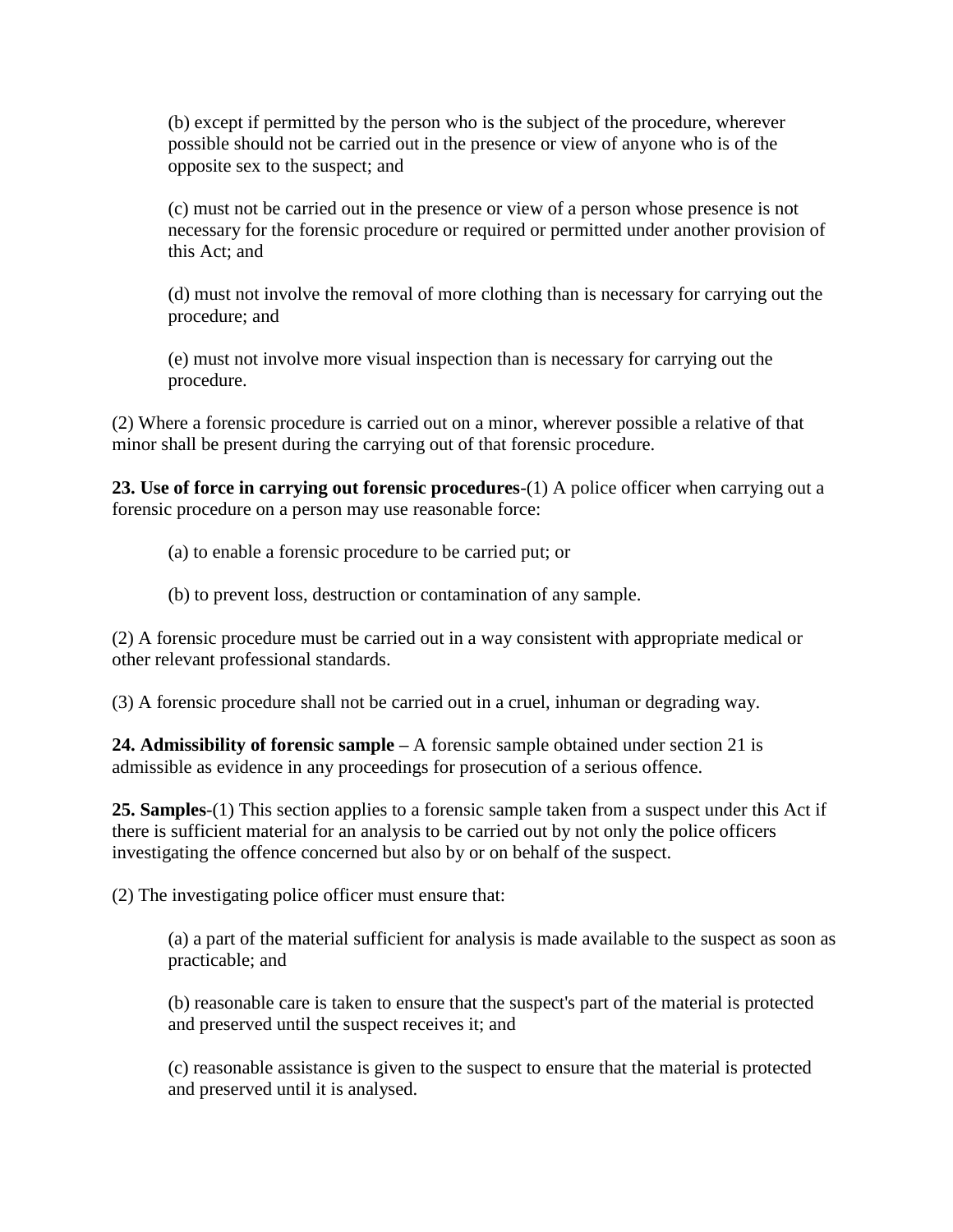(b) except if permitted by the person who is the subject of the procedure, wherever possible should not be carried out in the presence or view of anyone who is of the opposite sex to the suspect; and

(c) must not be carried out in the presence or view of a person whose presence is not necessary for the forensic procedure or required or permitted under another provision of this Act; and

(d) must not involve the removal of more clothing than is necessary for carrying out the procedure; and

(e) must not involve more visual inspection than is necessary for carrying out the procedure.

(2) Where a forensic procedure is carried out on a minor, wherever possible a relative of that minor shall be present during the carrying out of that forensic procedure.

**23. Use of force in carrying out forensic procedures**-(1) A police officer when carrying out a forensic procedure on a person may use reasonable force:

(a) to enable a forensic procedure to be carried put; or

(b) to prevent loss, destruction or contamination of any sample.

(2) A forensic procedure must be carried out in a way consistent with appropriate medical or other relevant professional standards.

(3) A forensic procedure shall not be carried out in a cruel, inhuman or degrading way.

**24. Admissibility of forensic sample –** A forensic sample obtained under section 21 is admissible as evidence in any proceedings for prosecution of a serious offence.

**25. Samples**-(1) This section applies to a forensic sample taken from a suspect under this Act if there is sufficient material for an analysis to be carried out by not only the police officers investigating the offence concerned but also by or on behalf of the suspect.

(2) The investigating police officer must ensure that:

(a) a part of the material sufficient for analysis is made available to the suspect as soon as practicable; and

(b) reasonable care is taken to ensure that the suspect's part of the material is protected and preserved until the suspect receives it; and

(c) reasonable assistance is given to the suspect to ensure that the material is protected and preserved until it is analysed.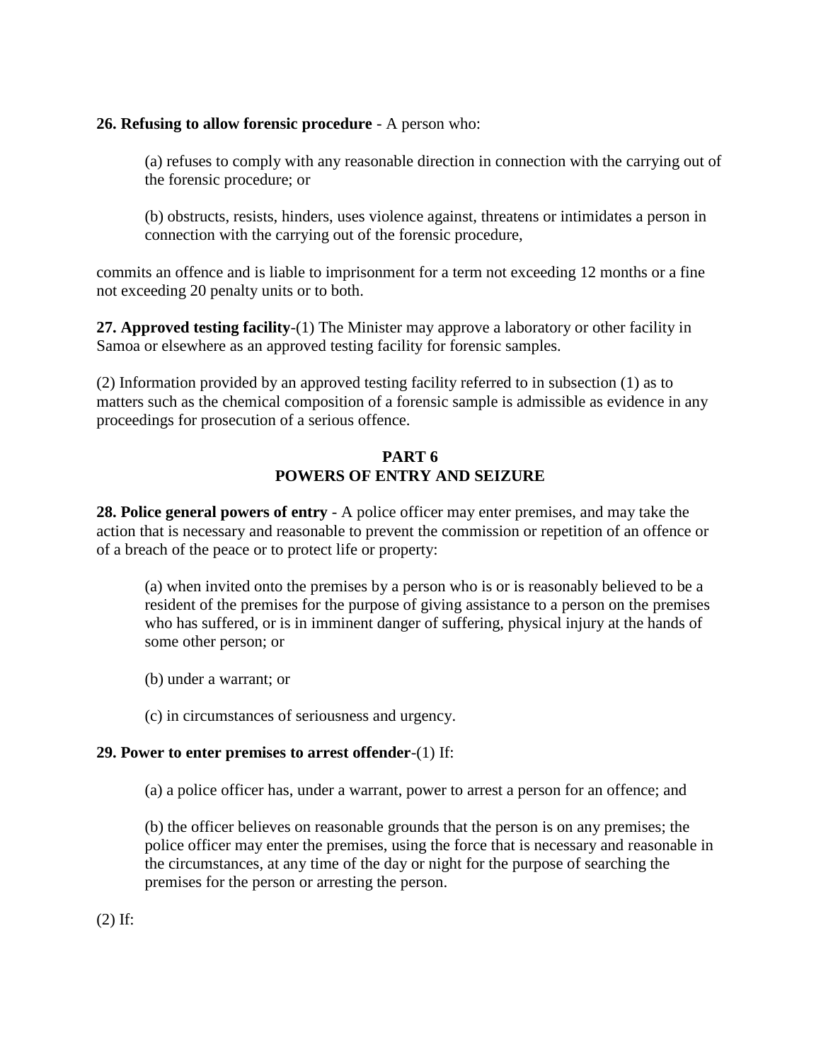**26. Refusing to allow forensic procedure** - A person who:

(a) refuses to comply with any reasonable direction in connection with the carrying out of the forensic procedure; or

(b) obstructs, resists, hinders, uses violence against, threatens or intimidates a person in connection with the carrying out of the forensic procedure,

commits an offence and is liable to imprisonment for a term not exceeding 12 months or a fine not exceeding 20 penalty units or to both.

**27. Approved testing facility**-(1) The Minister may approve a laboratory or other facility in Samoa or elsewhere as an approved testing facility for forensic samples.

(2) Information provided by an approved testing facility referred to in subsection (1) as to matters such as the chemical composition of a forensic sample is admissible as evidence in any proceedings for prosecution of a serious offence.

## PART 6
## POWERS OF ENTRY AND SEIZURE

**28. Police general powers of entry** - A police officer may enter premises, and may take the action that is necessary and reasonable to prevent the commission or repetition of an offence or of a breach of the peace or to protect life or property:

(a) when invited onto the premises by a person who is or is reasonably believed to be a resident of the premises for the purpose of giving assistance to a person on the premises who has suffered, or is in imminent danger of suffering, physical injury at the hands of some other person; or

(b) under a warrant; or

(c) in circumstances of seriousness and urgency.

**29. Power to enter premises to arrest offender**-(1) If:

(a) a police officer has, under a warrant, power to arrest a person for an offence; and

(b) the officer believes on reasonable grounds that the person is on any premises; the police officer may enter the premises, using the force that is necessary and reasonable in the circumstances, at any time of the day or night for the purpose of searching the premises for the person or arresting the person.

(2) If: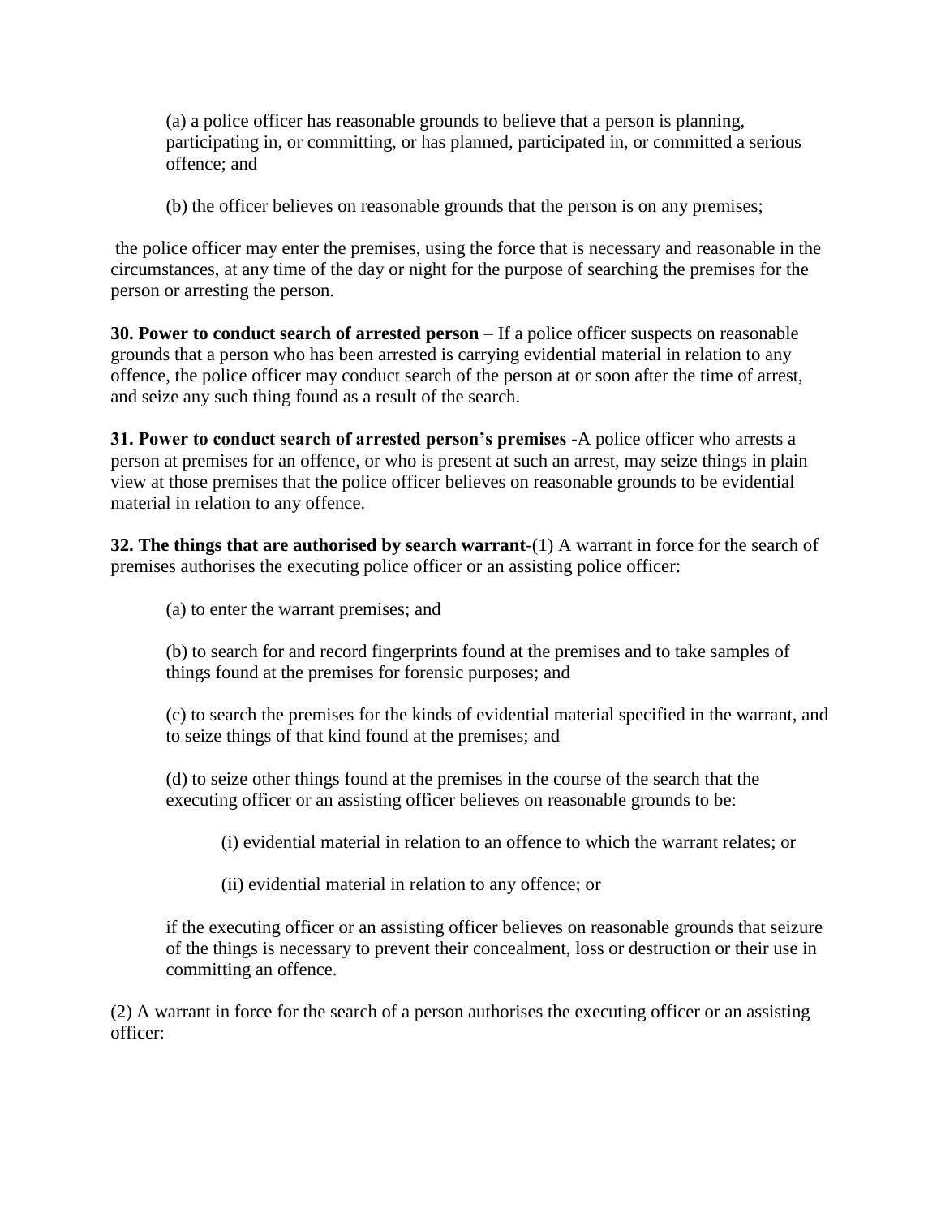(a) a police officer has reasonable grounds to believe that a person is planning, participating in, or committing, or has planned, participated in, or committed a serious offence; and

(b) the officer believes on reasonable grounds that the person is on any premises;

the police officer may enter the premises, using the force that is necessary and reasonable in the circumstances, at any time of the day or night for the purpose of searching the premises for the person or arresting the person.

**30. Power to conduct search of arrested person** – If a police officer suspects on reasonable grounds that a person who has been arrested is carrying evidential material in relation to any offence, the police officer may conduct search of the person at or soon after the time of arrest, and seize any such thing found as a result of the search.

**31. Power to conduct search of arrested person's premises** -A police officer who arrests a person at premises for an offence, or who is present at such an arrest, may seize things in plain view at those premises that the police officer believes on reasonable grounds to be evidential material in relation to any offence.

**32. The things that are authorised by search warrant**-(1) A warrant in force for the search of premises authorises the executing police officer or an assisting police officer:

(a) to enter the warrant premises; and

(b) to search for and record fingerprints found at the premises and to take samples of things found at the premises for forensic purposes; and

(c) to search the premises for the kinds of evidential material specified in the warrant, and to seize things of that kind found at the premises; and

(d) to seize other things found at the premises in the course of the search that the executing officer or an assisting officer believes on reasonable grounds to be:

(i) evidential material in relation to an offence to which the warrant relates; or

(ii) evidential material in relation to any offence; or

if the executing officer or an assisting officer believes on reasonable grounds that seizure of the things is necessary to prevent their concealment, loss or destruction or their use in committing an offence.

(2) A warrant in force for the search of a person authorises the executing officer or an assisting officer: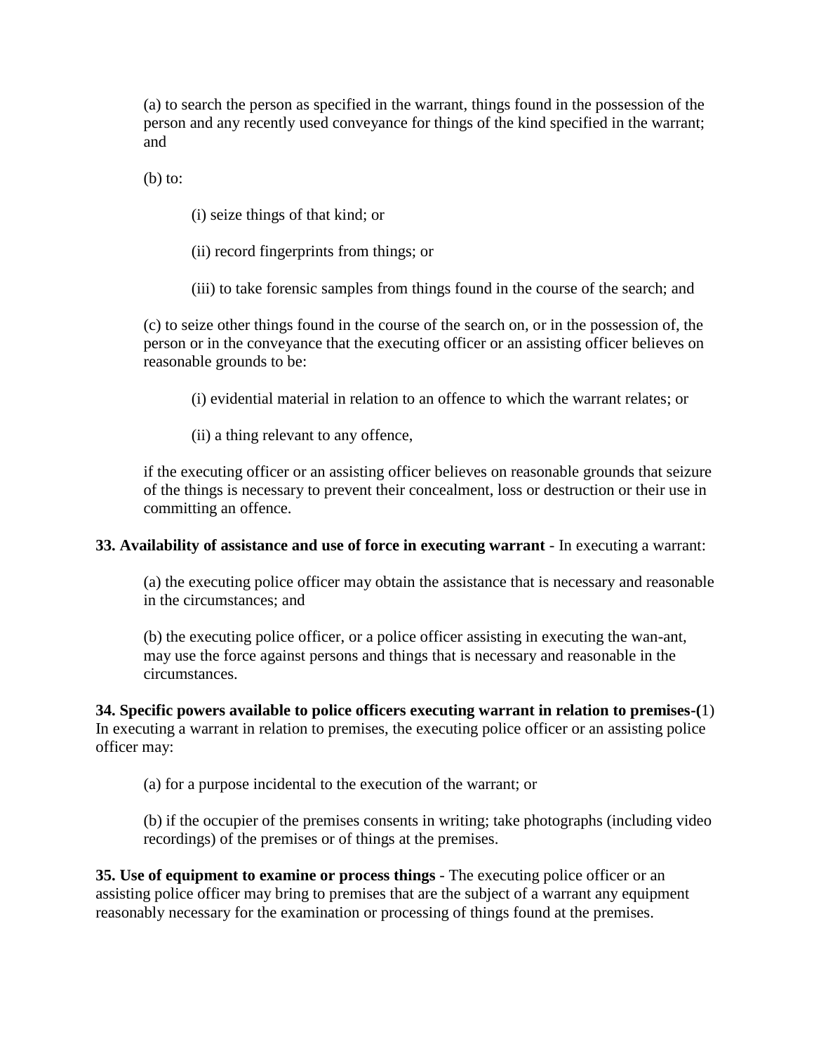(a) to search the person as specified in the warrant, things found in the possession of the person and any recently used conveyance for things of the kind specified in the warrant; and

(b) to:

(i) seize things of that kind; or

(ii) record fingerprints from things; or

(iii) to take forensic samples from things found in the course of the search; and

(c) to seize other things found in the course of the search on, or in the possession of, the person or in the conveyance that the executing officer or an assisting officer believes on reasonable grounds to be:

(i) evidential material in relation to an offence to which the warrant relates; or

(ii) a thing relevant to any offence,

if the executing officer or an assisting officer believes on reasonable grounds that seizure of the things is necessary to prevent their concealment, loss or destruction or their use in committing an offence.

**33. Availability of assistance and use of force in executing warrant** - In executing a warrant:

(a) the executing police officer may obtain the assistance that is necessary and reasonable in the circumstances; and

(b) the executing police officer, or a police officer assisting in executing the wan-ant, may use the force against persons and things that is necessary and reasonable in the circumstances.

**34. Specific powers available to police officers executing warrant in relation to premises-(**1) In executing a warrant in relation to premises, the executing police officer or an assisting police officer may:

(a) for a purpose incidental to the execution of the warrant; or

(b) if the occupier of the premises consents in writing; take photographs (including video recordings) of the premises or of things at the premises.

**35. Use of equipment to examine or process things** - The executing police officer or an assisting police officer may bring to premises that are the subject of a warrant any equipment reasonably necessary for the examination or processing of things found at the premises.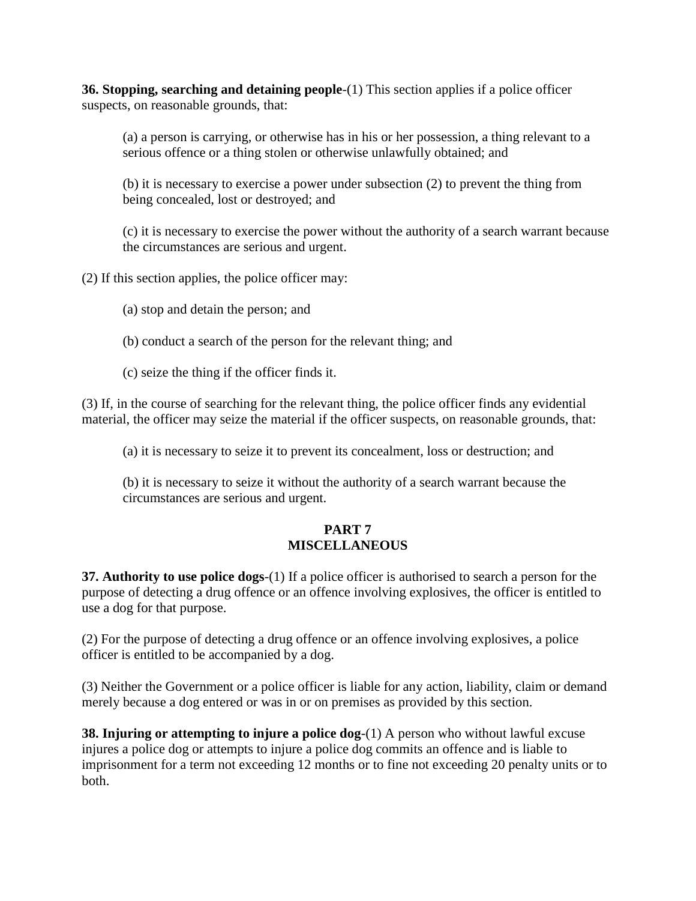**36. Stopping, searching and detaining people**-(1) This section applies if a police officer suspects, on reasonable grounds, that:

(a) a person is carrying, or otherwise has in his or her possession, a thing relevant to a serious offence or a thing stolen or otherwise unlawfully obtained; and

(b) it is necessary to exercise a power under subsection (2) to prevent the thing from being concealed, lost or destroyed; and

(c) it is necessary to exercise the power without the authority of a search warrant because the circumstances are serious and urgent.

(2) If this section applies, the police officer may:

(a) stop and detain the person; and

(b) conduct a search of the person for the relevant thing; and

(c) seize the thing if the officer finds it.

(3) If, in the course of searching for the relevant thing, the police officer finds any evidential material, the officer may seize the material if the officer suspects, on reasonable grounds, that:

(a) it is necessary to seize it to prevent its concealment, loss or destruction; and

(b) it is necessary to seize it without the authority of a search warrant because the circumstances are serious and urgent.

## PART 7
## MISCELLANEOUS

**37. Authority to use police dogs**-(1) If a police officer is authorised to search a person for the purpose of detecting a drug offence or an offence involving explosives, the officer is entitled to use a dog for that purpose.

(2) For the purpose of detecting a drug offence or an offence involving explosives, a police officer is entitled to be accompanied by a dog.

(3) Neither the Government or a police officer is liable for any action, liability, claim or demand merely because a dog entered or was in or on premises as provided by this section.

**38. Injuring or attempting to injure a police dog**-(1) A person who without lawful excuse injures a police dog or attempts to injure a police dog commits an offence and is liable to imprisonment for a term not exceeding 12 months or to fine not exceeding 20 penalty units or to both.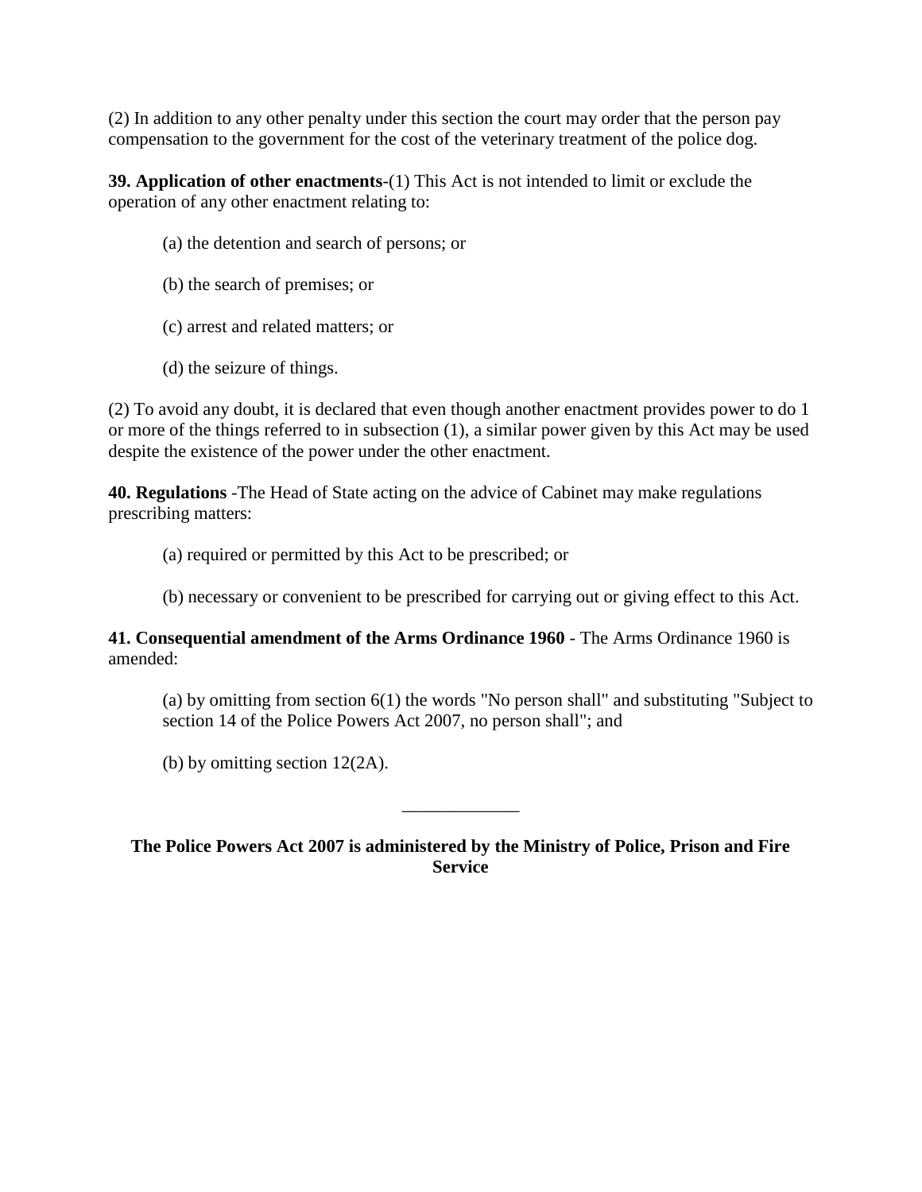(2) In addition to any other penalty under this section the court may order that the person pay compensation to the government for the cost of the veterinary treatment of the police dog.

**39. Application of other enactments**-(1) This Act is not intended to limit or exclude the operation of any other enactment relating to:

(a) the detention and search of persons; or

(b) the search of premises; or

(c) arrest and related matters; or

(d) the seizure of things.

(2) To avoid any doubt, it is declared that even though another enactment provides power to do 1 or more of the things referred to in subsection (1), a similar power given by this Act may be used despite the existence of the power under the other enactment.

**40. Regulations** -The Head of State acting on the advice of Cabinet may make regulations prescribing matters:

(a) required or permitted by this Act to be prescribed; or

(b) necessary or convenient to be prescribed for carrying out or giving effect to this Act.

**41. Consequential amendment of the Arms Ordinance 1960** - The Arms Ordinance 1960 is amended:

(a) by omitting from section 6(1) the words "No person shall" and substituting "Subject to section 14 of the Police Powers Act 2007, no person shall"; and

(b) by omitting section 12(2A).

---

**The Police Powers Act 2007 is administered by the Ministry of Police, Prison and Fire Service**